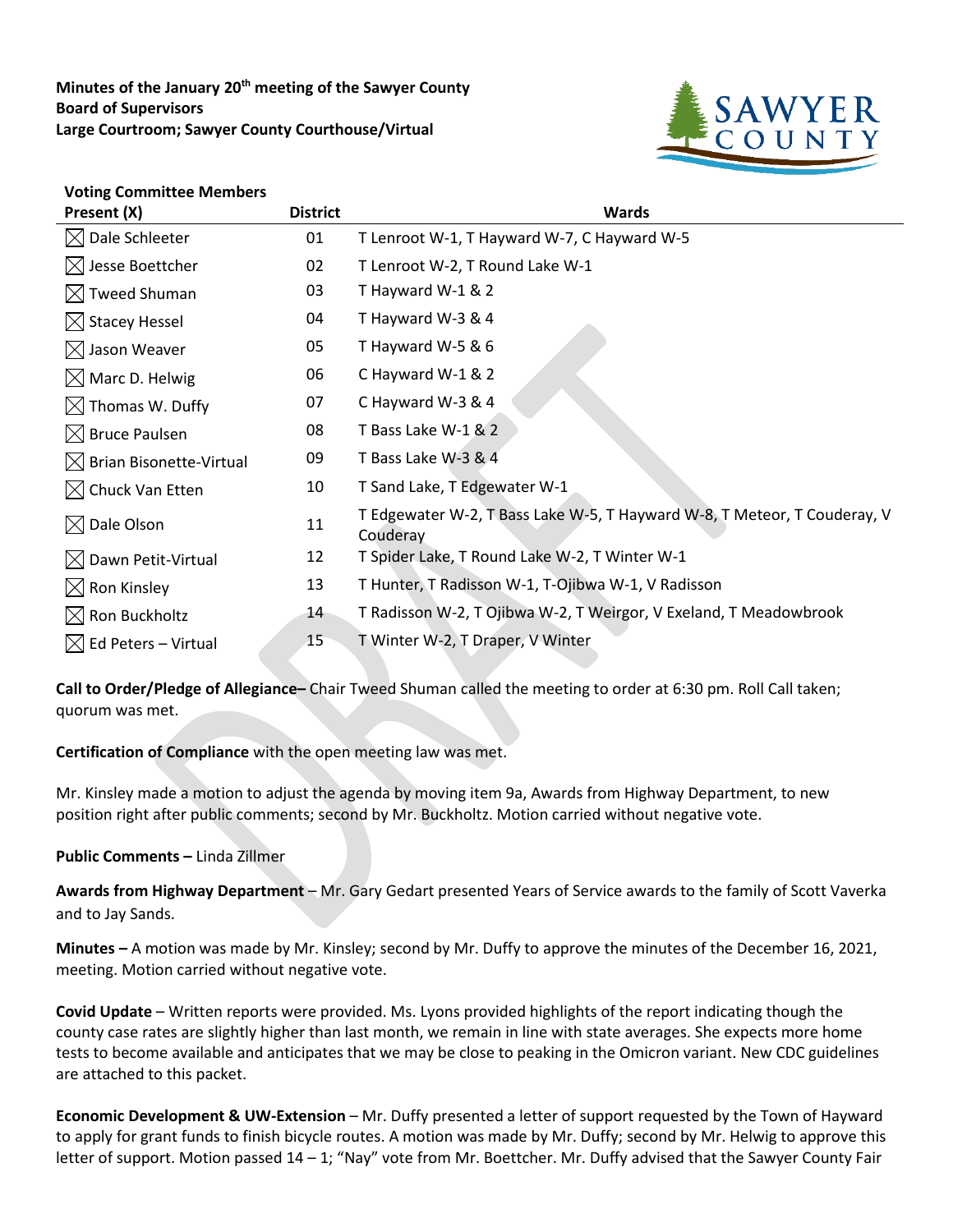**Minutes of the January 20th meeting of the Sawyer County Board of Supervisors**
**Large Courtroom; Sawyer County Courthouse/Virtual**

**Voting Committee Members**

| Present (X) | District | Wards |
|---|---|---|
| ☒ Dale Schleeter | 01 | T Lenroot W-1, T Hayward W-7, C Hayward W-5 |
| ☒ Jesse Boettcher | 02 | T Lenroot W-2, T Round Lake W-1 |
| ☒ Tweed Shuman | 03 | T Hayward W-1 & 2 |
| ☒ Stacey Hessel | 04 | T Hayward W-3 & 4 |
| ☒ Jason Weaver | 05 | T Hayward W-5 & 6 |
| ☒ Marc D. Helwig | 06 | C Hayward W-1 & 2 |
| ☒ Thomas W. Duffy | 07 | C Hayward W-3 & 4 |
| ☒ Bruce Paulsen | 08 | T Bass Lake W-1 & 2 |
| ☒ Brian Bisonette-Virtual | 09 | T Bass Lake W-3 & 4 |
| ☒ Chuck Van Etten | 10 | T Sand Lake, T Edgewater W-1 |
| ☒ Dale Olson | 11 | T Edgewater W-2, T Bass Lake W-5, T Hayward W-8, T Meteor, T Couderay, V Couderay |
| ☒ Dawn Petit-Virtual | 12 | T Spider Lake, T Round Lake W-2, T Winter W-1 |
| ☒ Ron Kinsley | 13 | T Hunter, T Radisson W-1, T-Ojibwa W-1, V Radisson |
| ☒ Ron Buckholtz | 14 | T Radisson W-2, T Ojibwa W-2, T Weirgor, V Exeland, T Meadowbrook |
| ☒ Ed Peters – Virtual | 15 | T Winter W-2, T Draper, V Winter |

**Call to Order/Pledge of Allegiance–** Chair Tweed Shuman called the meeting to order at 6:30 pm. Roll Call taken; quorum was met.

**Certification of Compliance** with the open meeting law was met.

Mr. Kinsley made a motion to adjust the agenda by moving item 9a, Awards from Highway Department, to new position right after public comments; second by Mr. Buckholtz. Motion carried without negative vote.

**Public Comments –** Linda Zillmer

**Awards from Highway Department** – Mr. Gary Gedart presented Years of Service awards to the family of Scott Vaverka and to Jay Sands.

**Minutes –** A motion was made by Mr. Kinsley; second by Mr. Duffy to approve the minutes of the December 16, 2021, meeting. Motion carried without negative vote.

**Covid Update** – Written reports were provided. Ms. Lyons provided highlights of the report indicating though the county case rates are slightly higher than last month, we remain in line with state averages. She expects more home tests to become available and anticipates that we may be close to peaking in the Omicron variant. New CDC guidelines are attached to this packet.

**Economic Development & UW-Extension** – Mr. Duffy presented a letter of support requested by the Town of Hayward to apply for grant funds to finish bicycle routes. A motion was made by Mr. Duffy; second by Mr. Helwig to approve this letter of support. Motion passed 14 – 1; "Nay" vote from Mr. Boettcher. Mr. Duffy advised that the Sawyer County Fair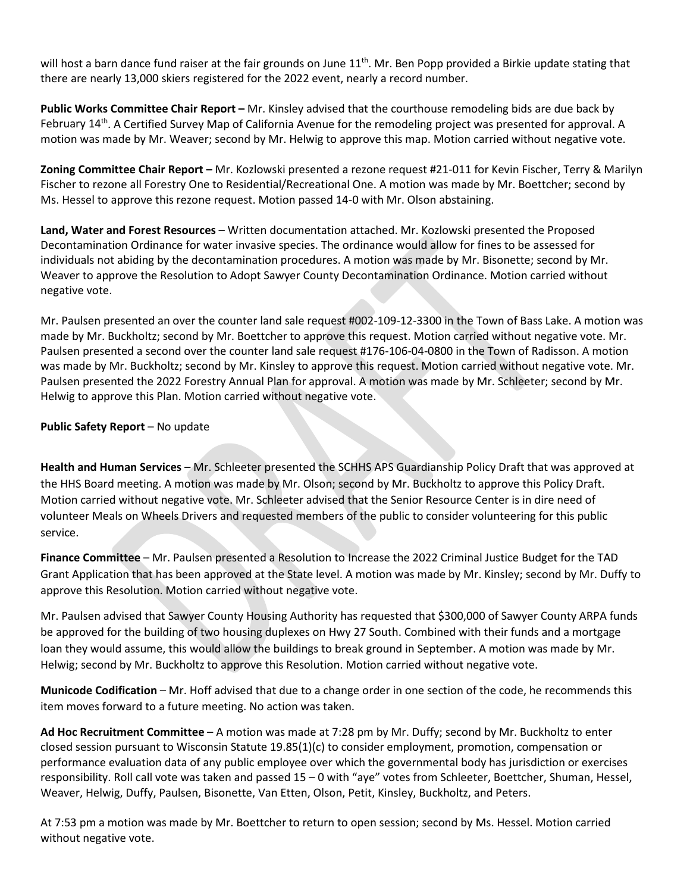will host a barn dance fund raiser at the fair grounds on June 11th. Mr. Ben Popp provided a Birkie update stating that there are nearly 13,000 skiers registered for the 2022 event, nearly a record number.

**Public Works Committee Chair Report –** Mr. Kinsley advised that the courthouse remodeling bids are due back by February 14th. A Certified Survey Map of California Avenue for the remodeling project was presented for approval. A motion was made by Mr. Weaver; second by Mr. Helwig to approve this map. Motion carried without negative vote.

**Zoning Committee Chair Report –** Mr. Kozlowski presented a rezone request #21-011 for Kevin Fischer, Terry & Marilyn Fischer to rezone all Forestry One to Residential/Recreational One. A motion was made by Mr. Boettcher; second by Ms. Hessel to approve this rezone request. Motion passed 14-0 with Mr. Olson abstaining.

**Land, Water and Forest Resources** – Written documentation attached. Mr. Kozlowski presented the Proposed Decontamination Ordinance for water invasive species. The ordinance would allow for fines to be assessed for individuals not abiding by the decontamination procedures. A motion was made by Mr. Bisonette; second by Mr. Weaver to approve the Resolution to Adopt Sawyer County Decontamination Ordinance. Motion carried without negative vote.

Mr. Paulsen presented an over the counter land sale request #002-109-12-3300 in the Town of Bass Lake. A motion was made by Mr. Buckholtz; second by Mr. Boettcher to approve this request. Motion carried without negative vote. Mr. Paulsen presented a second over the counter land sale request #176-106-04-0800 in the Town of Radisson. A motion was made by Mr. Buckholtz; second by Mr. Kinsley to approve this request. Motion carried without negative vote. Mr. Paulsen presented the 2022 Forestry Annual Plan for approval. A motion was made by Mr. Schleeter; second by Mr. Helwig to approve this Plan. Motion carried without negative vote.

**Public Safety Report** – No update

**Health and Human Services** – Mr. Schleeter presented the SCHHS APS Guardianship Policy Draft that was approved at the HHS Board meeting. A motion was made by Mr. Olson; second by Mr. Buckholtz to approve this Policy Draft. Motion carried without negative vote. Mr. Schleeter advised that the Senior Resource Center is in dire need of volunteer Meals on Wheels Drivers and requested members of the public to consider volunteering for this public service.

**Finance Committee** – Mr. Paulsen presented a Resolution to Increase the 2022 Criminal Justice Budget for the TAD Grant Application that has been approved at the State level. A motion was made by Mr. Kinsley; second by Mr. Duffy to approve this Resolution. Motion carried without negative vote.

Mr. Paulsen advised that Sawyer County Housing Authority has requested that $300,000 of Sawyer County ARPA funds be approved for the building of two housing duplexes on Hwy 27 South. Combined with their funds and a mortgage loan they would assume, this would allow the buildings to break ground in September. A motion was made by Mr. Helwig; second by Mr. Buckholtz to approve this Resolution. Motion carried without negative vote.

**Municode Codification** – Mr. Hoff advised that due to a change order in one section of the code, he recommends this item moves forward to a future meeting. No action was taken.

**Ad Hoc Recruitment Committee** – A motion was made at 7:28 pm by Mr. Duffy; second by Mr. Buckholtz to enter closed session pursuant to Wisconsin Statute 19.85(1)(c) to consider employment, promotion, compensation or performance evaluation data of any public employee over which the governmental body has jurisdiction or exercises responsibility. Roll call vote was taken and passed 15 – 0 with "aye" votes from Schleeter, Boettcher, Shuman, Hessel, Weaver, Helwig, Duffy, Paulsen, Bisonette, Van Etten, Olson, Petit, Kinsley, Buckholtz, and Peters.

At 7:53 pm a motion was made by Mr. Boettcher to return to open session; second by Ms. Hessel. Motion carried without negative vote.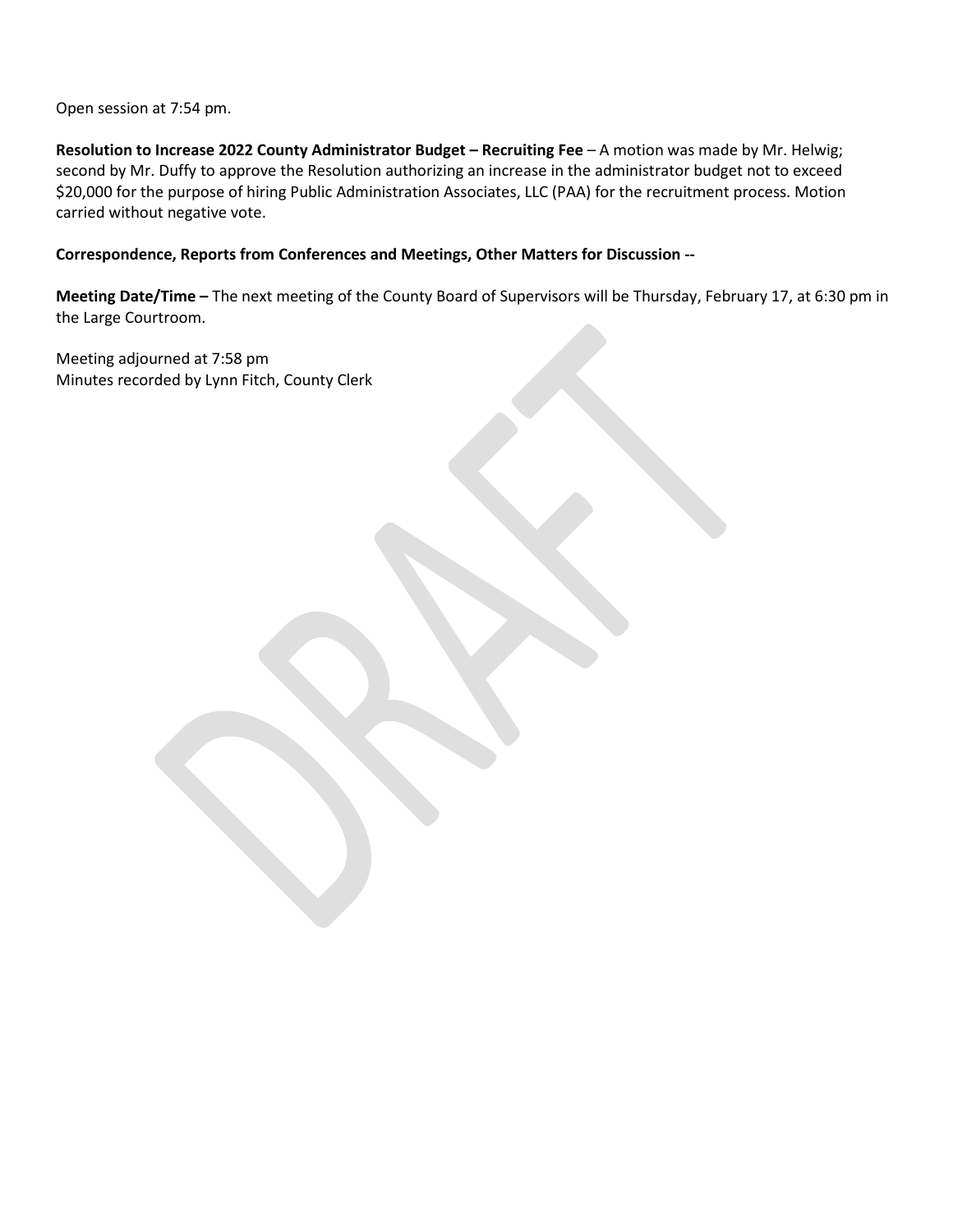Open session at 7:54 pm.

**Resolution to Increase 2022 County Administrator Budget – Recruiting Fee** – A motion was made by Mr. Helwig; second by Mr. Duffy to approve the Resolution authorizing an increase in the administrator budget not to exceed $20,000 for the purpose of hiring Public Administration Associates, LLC (PAA) for the recruitment process. Motion carried without negative vote.

**Correspondence, Reports from Conferences and Meetings, Other Matters for Discussion --**

**Meeting Date/Time –** The next meeting of the County Board of Supervisors will be Thursday, February 17, at 6:30 pm in the Large Courtroom.

Meeting adjourned at 7:58 pm
Minutes recorded by Lynn Fitch, County Clerk